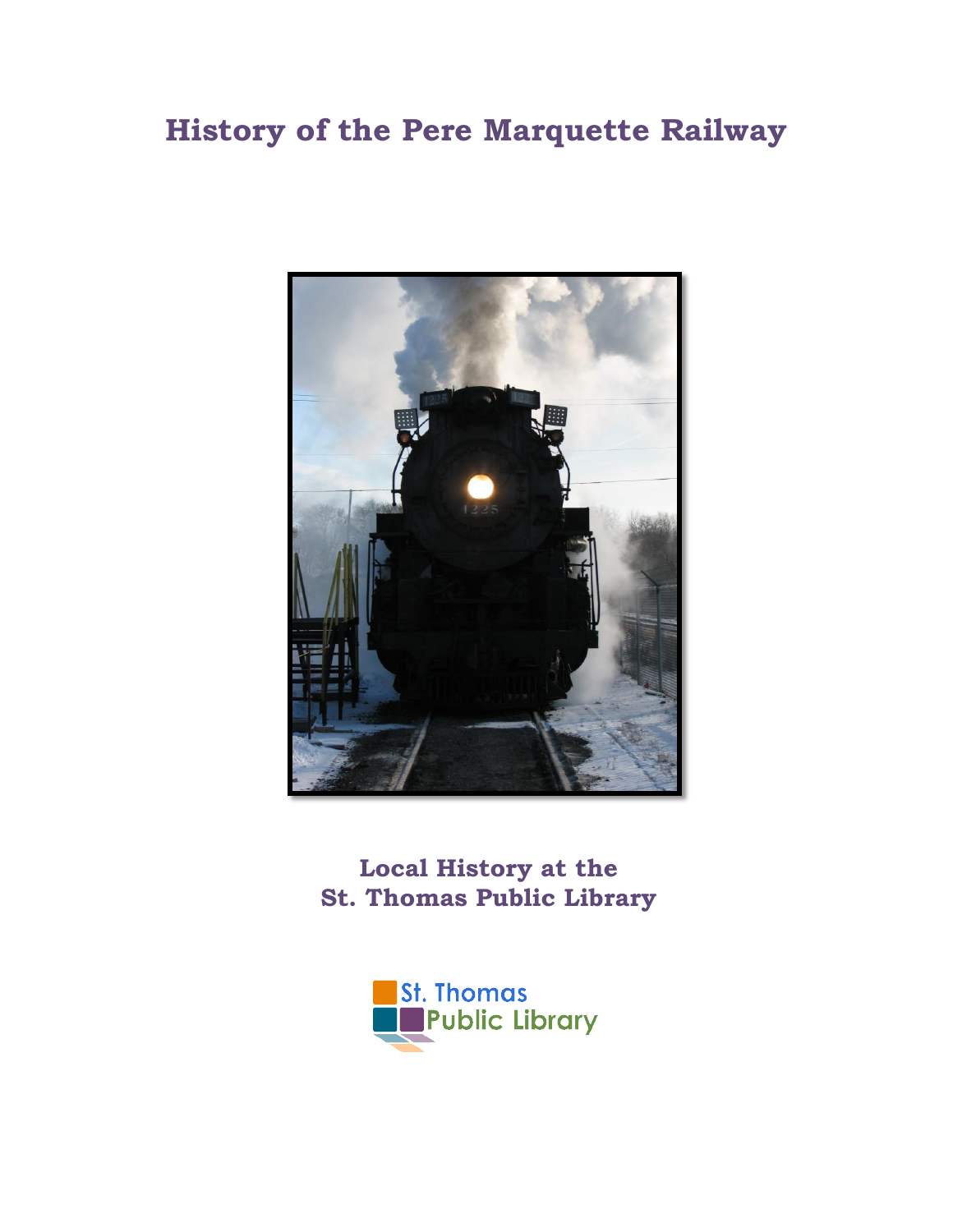# History of the Pere Marquette Railway

**Local History at the**
**St. Thomas Public Library**

St. Thomas
Public Library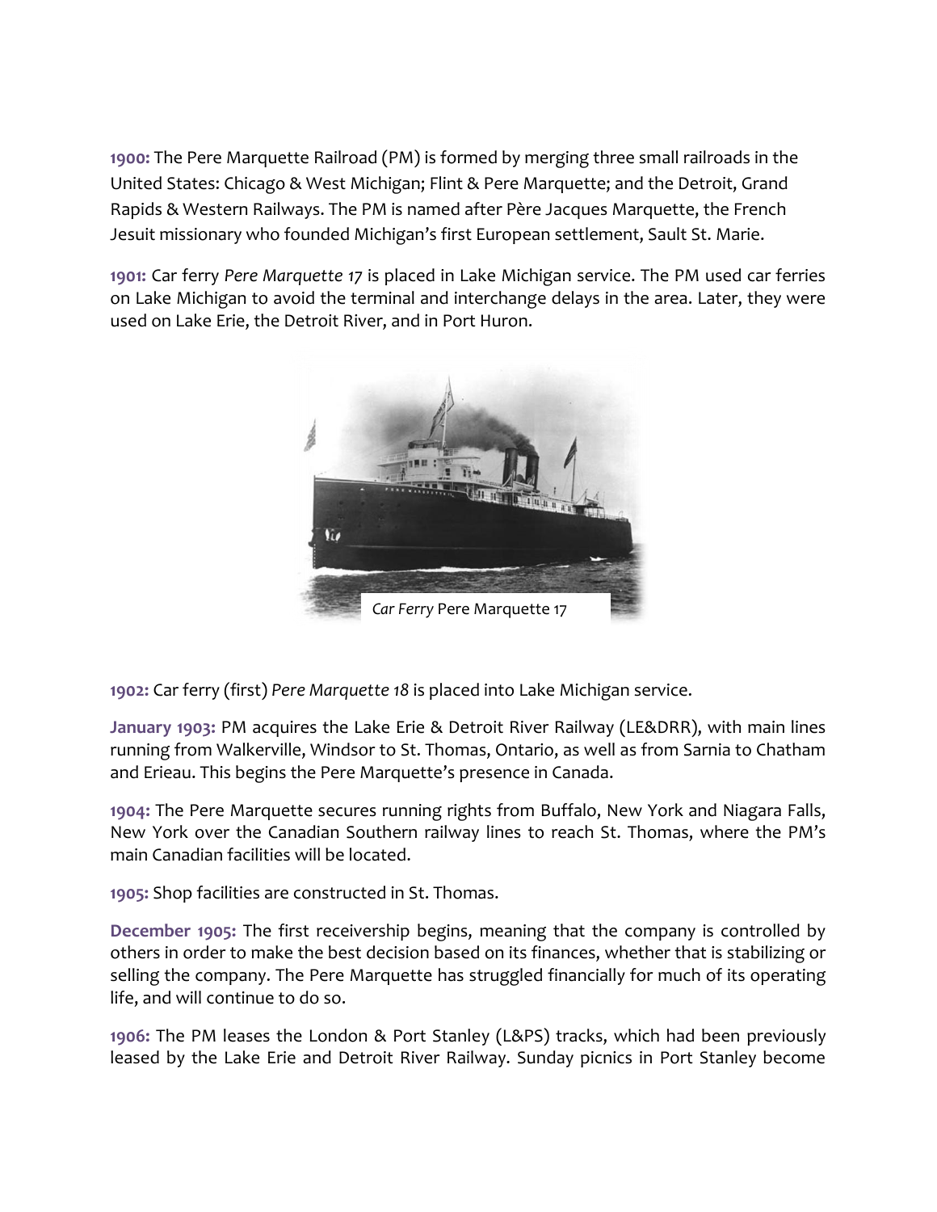**1900:** The Pere Marquette Railroad (PM) is formed by merging three small railroads in the United States: Chicago & West Michigan; Flint & Pere Marquette; and the Detroit, Grand Rapids & Western Railways. The PM is named after Père Jacques Marquette, the French Jesuit missionary who founded Michigan's first European settlement, Sault St. Marie.

**1901:** Car ferry *Pere Marquette 17* is placed in Lake Michigan service. The PM used car ferries on Lake Michigan to avoid the terminal and interchange delays in the area. Later, they were used on Lake Erie, the Detroit River, and in Port Huron.

*Car Ferry* Pere Marquette 17

**1902:** Car ferry (first) *Pere Marquette 18* is placed into Lake Michigan service.

**January 1903:** PM acquires the Lake Erie & Detroit River Railway (LE&DRR), with main lines running from Walkerville, Windsor to St. Thomas, Ontario, as well as from Sarnia to Chatham and Erieau. This begins the Pere Marquette's presence in Canada.

**1904:** The Pere Marquette secures running rights from Buffalo, New York and Niagara Falls, New York over the Canadian Southern railway lines to reach St. Thomas, where the PM's main Canadian facilities will be located.

**1905:** Shop facilities are constructed in St. Thomas.

**December 1905:** The first receivership begins, meaning that the company is controlled by others in order to make the best decision based on its finances, whether that is stabilizing or selling the company. The Pere Marquette has struggled financially for much of its operating life, and will continue to do so.

**1906:** The PM leases the London & Port Stanley (L&PS) tracks, which had been previously leased by the Lake Erie and Detroit River Railway. Sunday picnics in Port Stanley become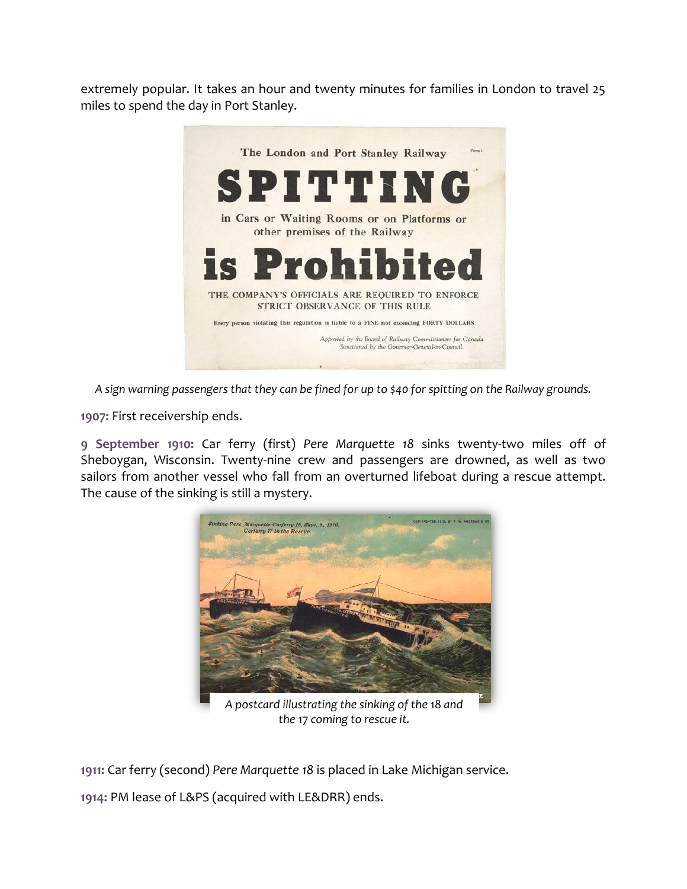extremely popular. It takes an hour and twenty minutes for families in London to travel 25 miles to spend the day in Port Stanley.

*A sign warning passengers that they can be fined for up to $40 for spitting on the Railway grounds.*

**1907:** First receivership ends.

**9 September 1910:** Car ferry (first) *Pere Marquette 18* sinks twenty-two miles off of Sheboygan, Wisconsin. Twenty-nine crew and passengers are drowned, as well as two sailors from another vessel who fall from an overturned lifeboat during a rescue attempt. The cause of the sinking is still a mystery.

*A postcard illustrating the sinking of the 18 and the 17 coming to rescue it.*

**1911:** Car ferry (second) *Pere Marquette 18* is placed in Lake Michigan service.

**1914:** PM lease of L&PS (acquired with LE&DRR) ends.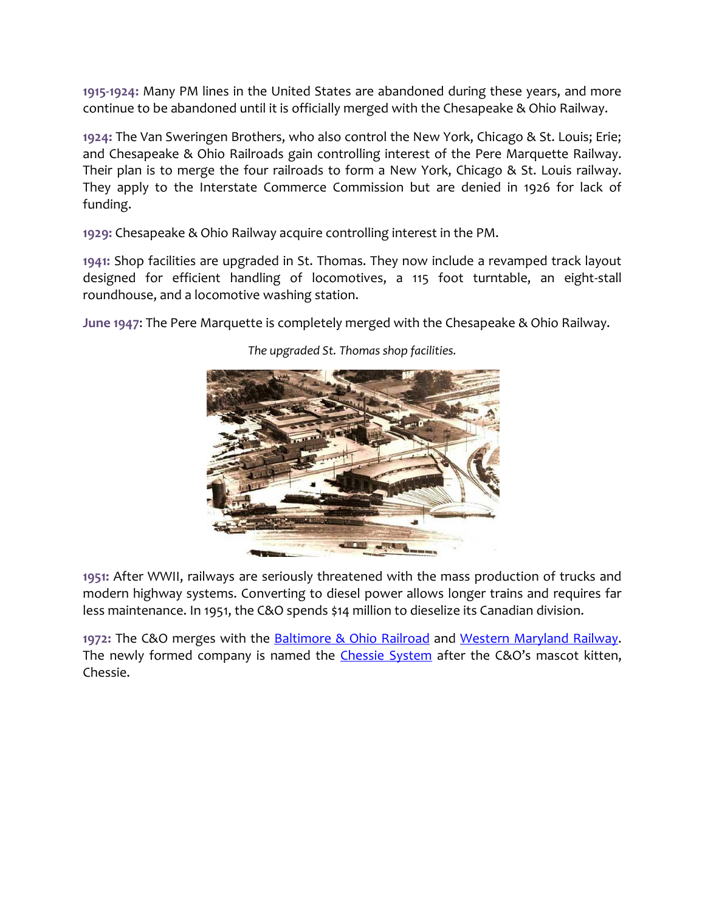**1915-1924:** Many PM lines in the United States are abandoned during these years, and more continue to be abandoned until it is officially merged with the Chesapeake & Ohio Railway.

**1924:** The Van Sweringen Brothers, who also control the New York, Chicago & St. Louis; Erie; and Chesapeake & Ohio Railroads gain controlling interest of the Pere Marquette Railway. Their plan is to merge the four railroads to form a New York, Chicago & St. Louis railway. They apply to the Interstate Commerce Commission but are denied in 1926 for lack of funding.

**1929:** Chesapeake & Ohio Railway acquire controlling interest in the PM.

**1941:** Shop facilities are upgraded in St. Thomas. They now include a revamped track layout designed for efficient handling of locomotives, a 115 foot turntable, an eight-stall roundhouse, and a locomotive washing station.

**June 1947**: The Pere Marquette is completely merged with the Chesapeake & Ohio Railway.

*The upgraded St. Thomas shop facilities.*

**1951:** After WWII, railways are seriously threatened with the mass production of trucks and modern highway systems. Converting to diesel power allows longer trains and requires far less maintenance. In 1951, the C&O spends $14 million to dieselize its Canadian division.

**1972:** The C&O merges with the Baltimore & Ohio Railroad and Western Maryland Railway. The newly formed company is named the Chessie System after the C&O's mascot kitten, Chessie.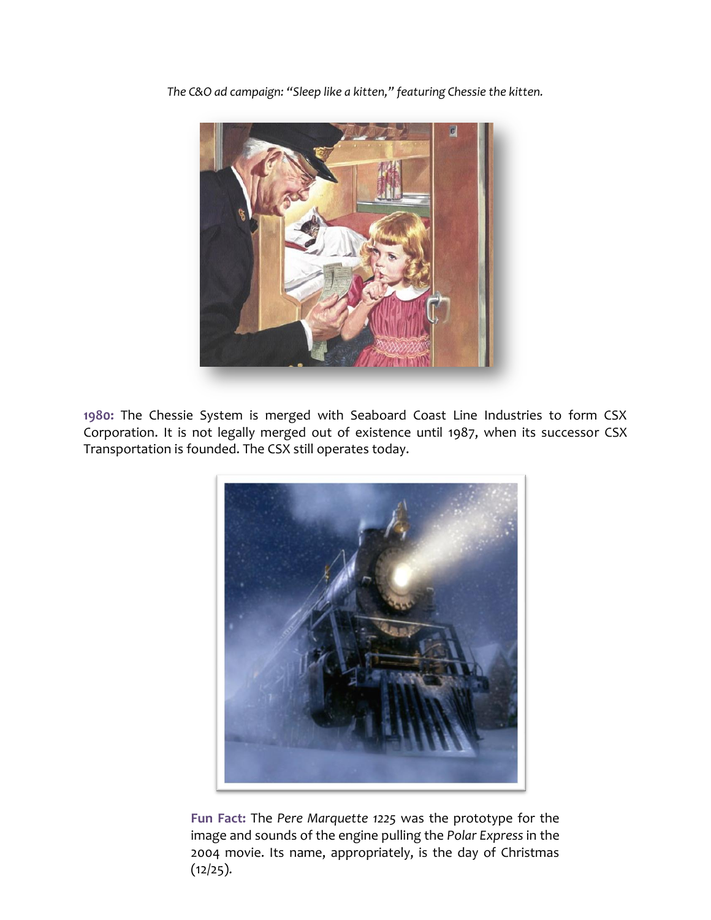*The C&O ad campaign: "Sleep like a kitten," featuring Chessie the kitten.*

**1980:** The Chessie System is merged with Seaboard Coast Line Industries to form CSX Corporation. It is not legally merged out of existence until 1987, when its successor CSX Transportation is founded. The CSX still operates today.

**Fun Fact:** The *Pere Marquette 1225* was the prototype for the image and sounds of the engine pulling the *Polar Express* in the 2004 movie. Its name, appropriately, is the day of Christmas (12/25).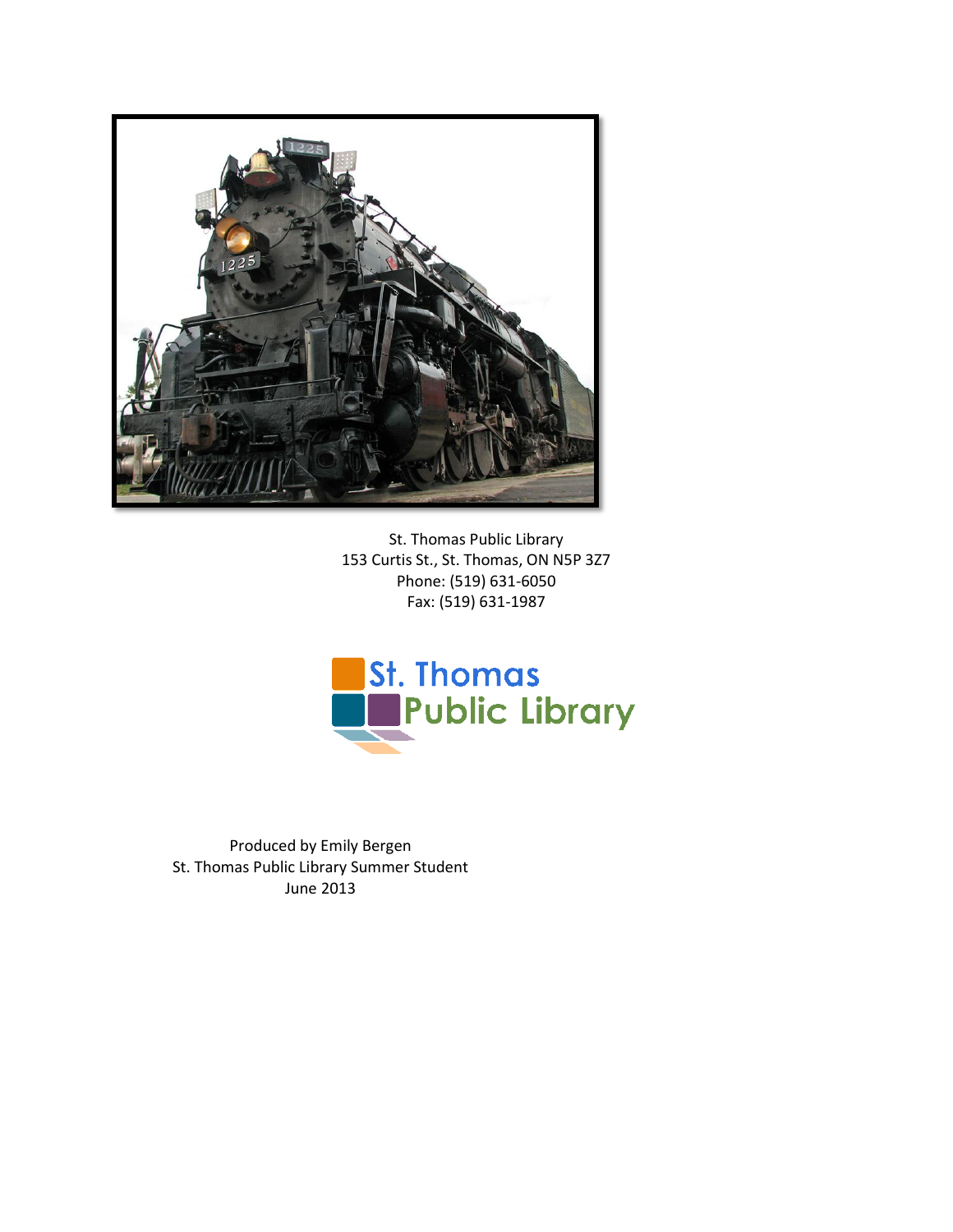St. Thomas Public Library
153 Curtis St., St. Thomas, ON N5P 3Z7
Phone: (519) 631-6050
Fax: (519) 631-1987

St. Thomas
Public Library

Produced by Emily Bergen
St. Thomas Public Library Summer Student
June 2013